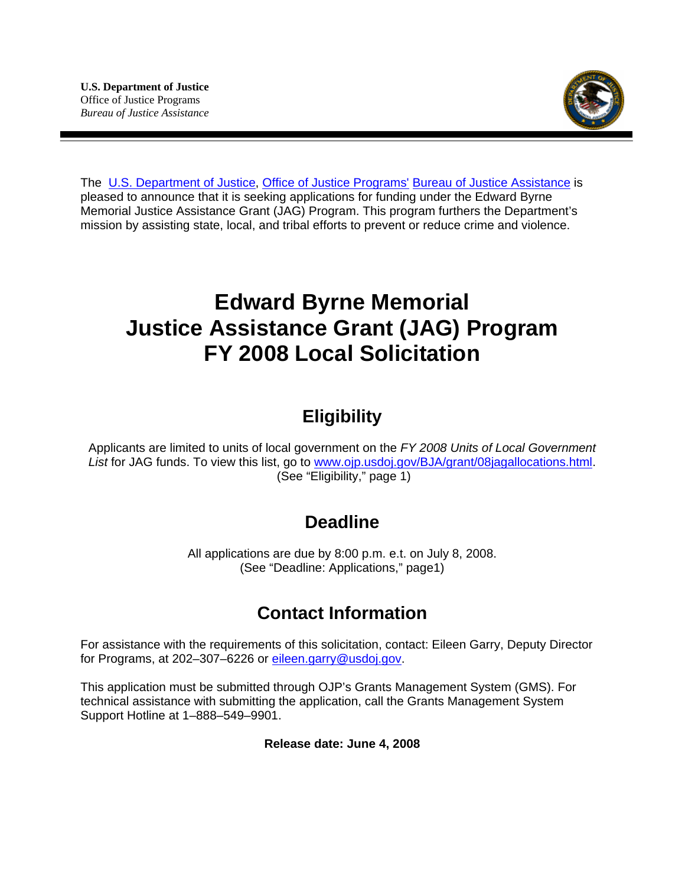**U.S. Department of Justice**
Office of Justice Programs
*Bureau of Justice Assistance*

The U.S. Department of Justice, Office of Justice Programs' Bureau of Justice Assistance is pleased to announce that it is seeking applications for funding under the Edward Byrne Memorial Justice Assistance Grant (JAG) Program. This program furthers the Department's mission by assisting state, local, and tribal efforts to prevent or reduce crime and violence.

# Edward Byrne Memorial Justice Assistance Grant (JAG) Program FY 2008 Local Solicitation

## Eligibility

Applicants are limited to units of local government on the *FY 2008 Units of Local Government List* for JAG funds. To view this list, go to www.ojp.usdoj.gov/BJA/grant/08jagallocations.html. (See "Eligibility," page 1)

## Deadline

All applications are due by 8:00 p.m. e.t. on July 8, 2008. (See "Deadline: Applications," page1)

## Contact Information

For assistance with the requirements of this solicitation, contact: Eileen Garry, Deputy Director for Programs, at 202–307–6226 or eileen.garry@usdoj.gov.

This application must be submitted through OJP's Grants Management System (GMS). For technical assistance with submitting the application, call the Grants Management System Support Hotline at 1–888–549–9901.

**Release date: June 4, 2008**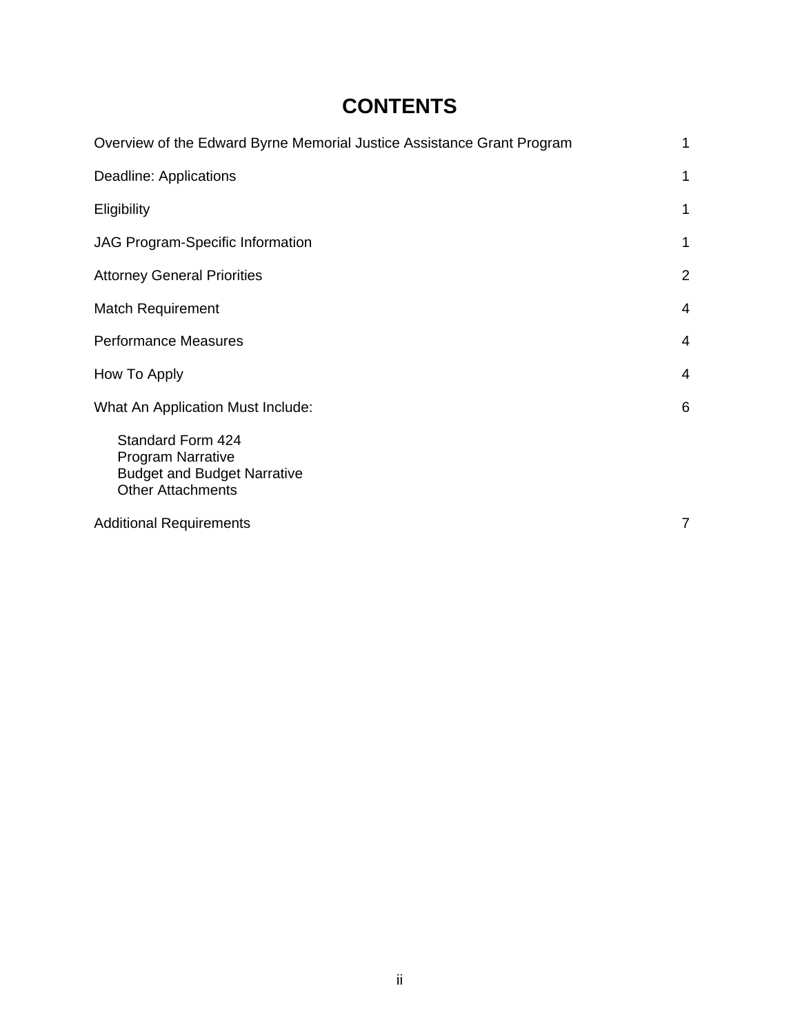# CONTENTS

| | |
|---|---|
| Overview of the Edward Byrne Memorial Justice Assistance Grant Program | 1 |
| Deadline: Applications | 1 |
| Eligibility | 1 |
| JAG Program-Specific Information | 1 |
| Attorney General Priorities | 2 |
| Match Requirement | 4 |
| Performance Measures | 4 |
| How To Apply | 4 |
| What An Application Must Include: | 6 |
| Standard Form 424<br>Program Narrative<br>Budget and Budget Narrative<br>Other Attachments | |
| Additional Requirements | 7 |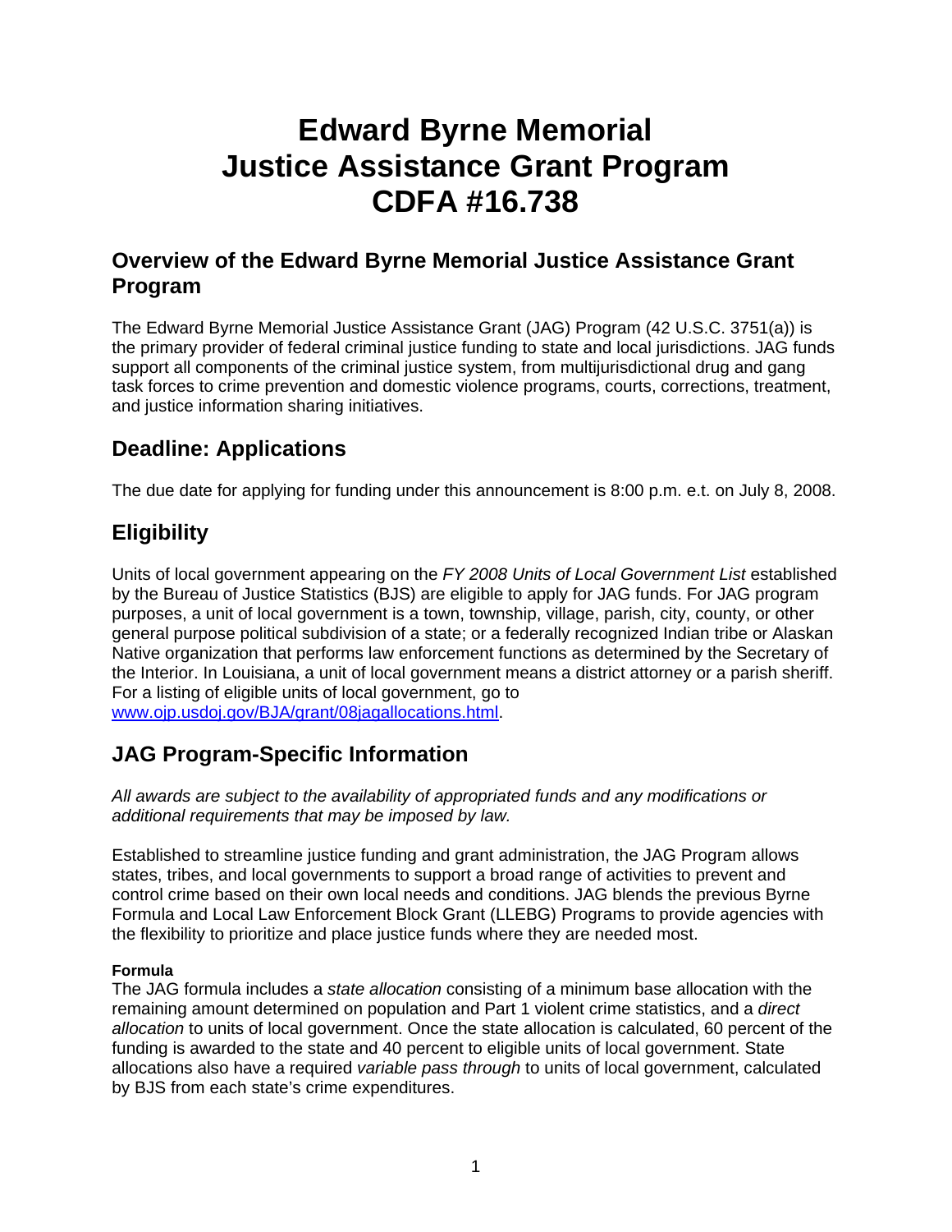# Edward Byrne Memorial Justice Assistance Grant Program CDFA #16.738

## Overview of the Edward Byrne Memorial Justice Assistance Grant Program

The Edward Byrne Memorial Justice Assistance Grant (JAG) Program (42 U.S.C. 3751(a)) is the primary provider of federal criminal justice funding to state and local jurisdictions. JAG funds support all components of the criminal justice system, from multijurisdictional drug and gang task forces to crime prevention and domestic violence programs, courts, corrections, treatment, and justice information sharing initiatives.

## Deadline: Applications

The due date for applying for funding under this announcement is 8:00 p.m. e.t. on July 8, 2008.

## Eligibility

Units of local government appearing on the *FY 2008 Units of Local Government List* established by the Bureau of Justice Statistics (BJS) are eligible to apply for JAG funds. For JAG program purposes, a unit of local government is a town, township, village, parish, city, county, or other general purpose political subdivision of a state; or a federally recognized Indian tribe or Alaskan Native organization that performs law enforcement functions as determined by the Secretary of the Interior. In Louisiana, a unit of local government means a district attorney or a parish sheriff. For a listing of eligible units of local government, go to [www.ojp.usdoj.gov/BJA/grant/08jagallocations.html](www.ojp.usdoj.gov/BJA/grant/08jagallocations.html).

## JAG Program-Specific Information

*All awards are subject to the availability of appropriated funds and any modifications or additional requirements that may be imposed by law.*

Established to streamline justice funding and grant administration, the JAG Program allows states, tribes, and local governments to support a broad range of activities to prevent and control crime based on their own local needs and conditions. JAG blends the previous Byrne Formula and Local Law Enforcement Block Grant (LLEBG) Programs to provide agencies with the flexibility to prioritize and place justice funds where they are needed most.

#### Formula

The JAG formula includes a *state allocation* consisting of a minimum base allocation with the remaining amount determined on population and Part 1 violent crime statistics, and a *direct allocation* to units of local government. Once the state allocation is calculated, 60 percent of the funding is awarded to the state and 40 percent to eligible units of local government. State allocations also have a required *variable pass through* to units of local government, calculated by BJS from each state's crime expenditures.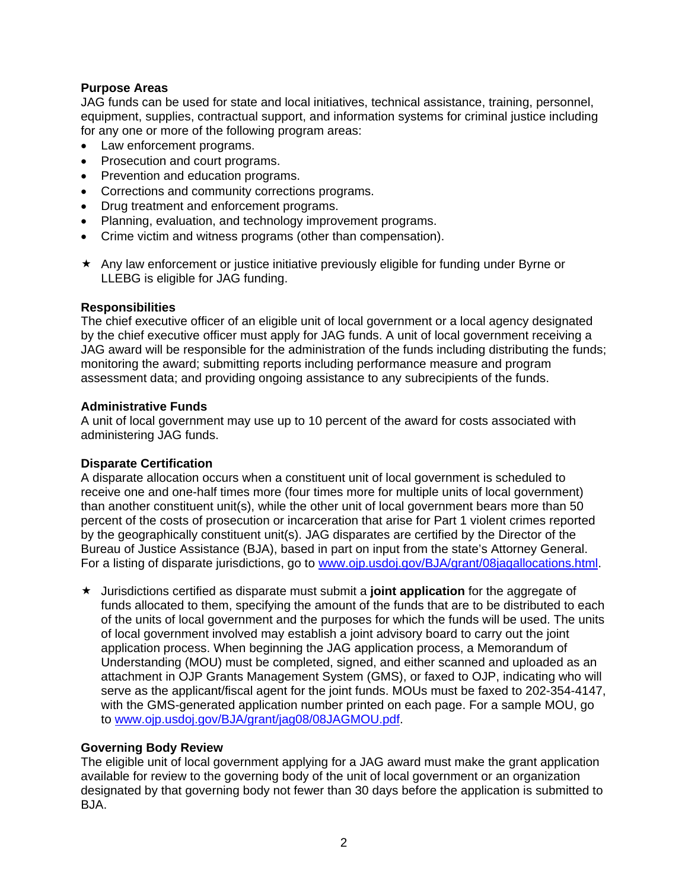**Purpose Areas**
JAG funds can be used for state and local initiatives, technical assistance, training, personnel, equipment, supplies, contractual support, and information systems for criminal justice including for any one or more of the following program areas:

- Law enforcement programs.
- Prosecution and court programs.
- Prevention and education programs.
- Corrections and community corrections programs.
- Drug treatment and enforcement programs.
- Planning, evaluation, and technology improvement programs.
- Crime victim and witness programs (other than compensation).

★ Any law enforcement or justice initiative previously eligible for funding under Byrne or LLEBG is eligible for JAG funding.

**Responsibilities**
The chief executive officer of an eligible unit of local government or a local agency designated by the chief executive officer must apply for JAG funds. A unit of local government receiving a JAG award will be responsible for the administration of the funds including distributing the funds; monitoring the award; submitting reports including performance measure and program assessment data; and providing ongoing assistance to any subrecipients of the funds.

**Administrative Funds**
A unit of local government may use up to 10 percent of the award for costs associated with administering JAG funds.

**Disparate Certification**
A disparate allocation occurs when a constituent unit of local government is scheduled to receive one and one-half times more (four times more for multiple units of local government) than another constituent unit(s), while the other unit of local government bears more than 50 percent of the costs of prosecution or incarceration that arise for Part 1 violent crimes reported by the geographically constituent unit(s). JAG disparates are certified by the Director of the Bureau of Justice Assistance (BJA), based in part on input from the state's Attorney General. For a listing of disparate jurisdictions, go to [www.ojp.usdoj.gov/BJA/grant/08jagallocations.html](www.ojp.usdoj.gov/BJA/grant/08jagallocations.html).

★ Jurisdictions certified as disparate must submit a **joint application** for the aggregate of funds allocated to them, specifying the amount of the funds that are to be distributed to each of the units of local government and the purposes for which the funds will be used. The units of local government involved may establish a joint advisory board to carry out the joint application process. When beginning the JAG application process, a Memorandum of Understanding (MOU) must be completed, signed, and either scanned and uploaded as an attachment in OJP Grants Management System (GMS), or faxed to OJP, indicating who will serve as the applicant/fiscal agent for the joint funds. MOUs must be faxed to 202-354-4147, with the GMS-generated application number printed on each page. For a sample MOU, go to [www.ojp.usdoj.gov/BJA/grant/jag08/08JAGMOU.pdf](www.ojp.usdoj.gov/BJA/grant/jag08/08JAGMOU.pdf).

**Governing Body Review**
The eligible unit of local government applying for a JAG award must make the grant application available for review to the governing body of the unit of local government or an organization designated by that governing body not fewer than 30 days before the application is submitted to BJA.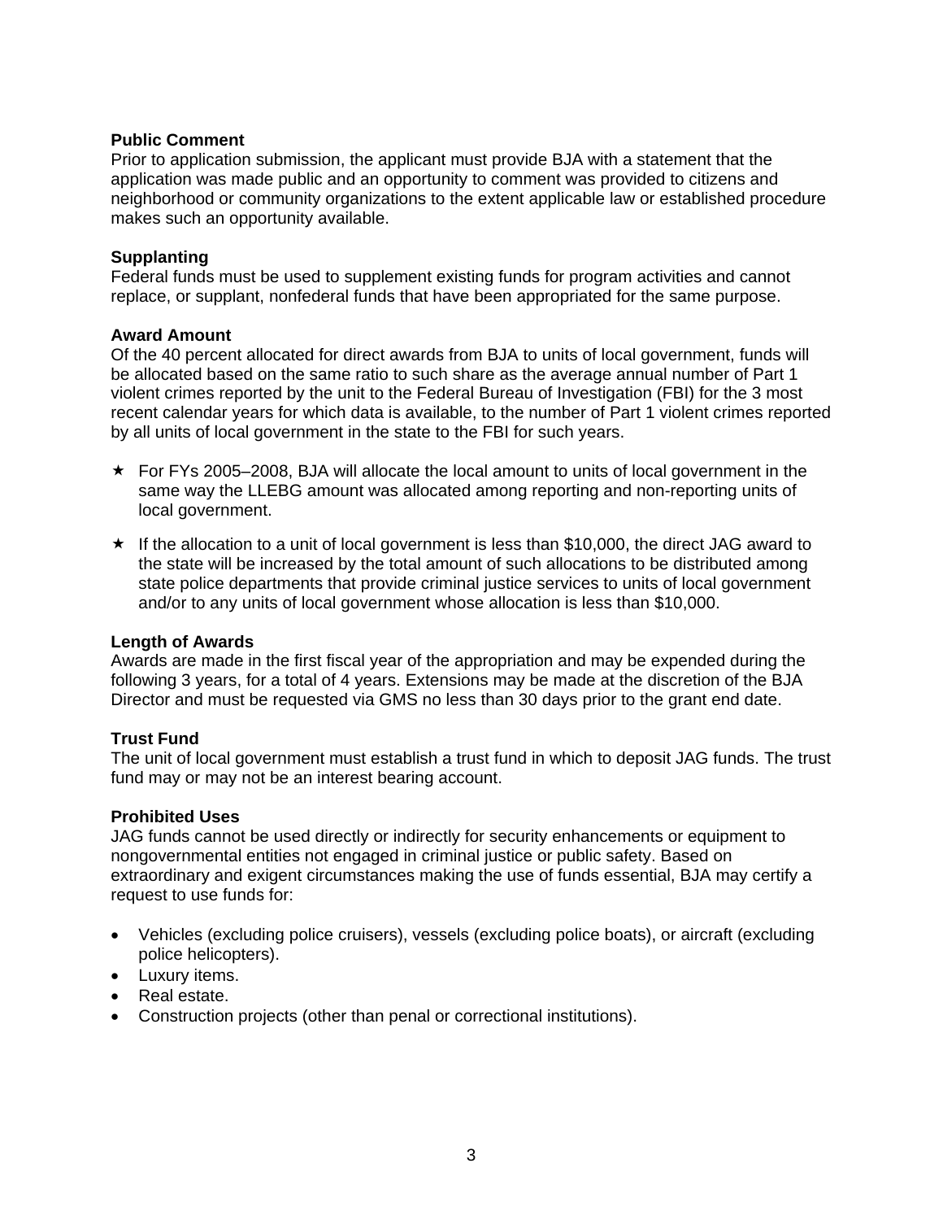**Public Comment**
Prior to application submission, the applicant must provide BJA with a statement that the application was made public and an opportunity to comment was provided to citizens and neighborhood or community organizations to the extent applicable law or established procedure makes such an opportunity available.

**Supplanting**
Federal funds must be used to supplement existing funds for program activities and cannot replace, or supplant, nonfederal funds that have been appropriated for the same purpose.

**Award Amount**
Of the 40 percent allocated for direct awards from BJA to units of local government, funds will be allocated based on the same ratio to such share as the average annual number of Part 1 violent crimes reported by the unit to the Federal Bureau of Investigation (FBI) for the 3 most recent calendar years for which data is available, to the number of Part 1 violent crimes reported by all units of local government in the state to the FBI for such years.

- ★ For FYs 2005–2008, BJA will allocate the local amount to units of local government in the same way the LLEBG amount was allocated among reporting and non-reporting units of local government.
- ★ If the allocation to a unit of local government is less than $10,000, the direct JAG award to the state will be increased by the total amount of such allocations to be distributed among state police departments that provide criminal justice services to units of local government and/or to any units of local government whose allocation is less than $10,000.

**Length of Awards**
Awards are made in the first fiscal year of the appropriation and may be expended during the following 3 years, for a total of 4 years. Extensions may be made at the discretion of the BJA Director and must be requested via GMS no less than 30 days prior to the grant end date.

**Trust Fund**
The unit of local government must establish a trust fund in which to deposit JAG funds. The trust fund may or may not be an interest bearing account.

**Prohibited Uses**
JAG funds cannot be used directly or indirectly for security enhancements or equipment to nongovernmental entities not engaged in criminal justice or public safety. Based on extraordinary and exigent circumstances making the use of funds essential, BJA may certify a request to use funds for:

- Vehicles (excluding police cruisers), vessels (excluding police boats), or aircraft (excluding police helicopters).
- Luxury items.
- Real estate.
- Construction projects (other than penal or correctional institutions).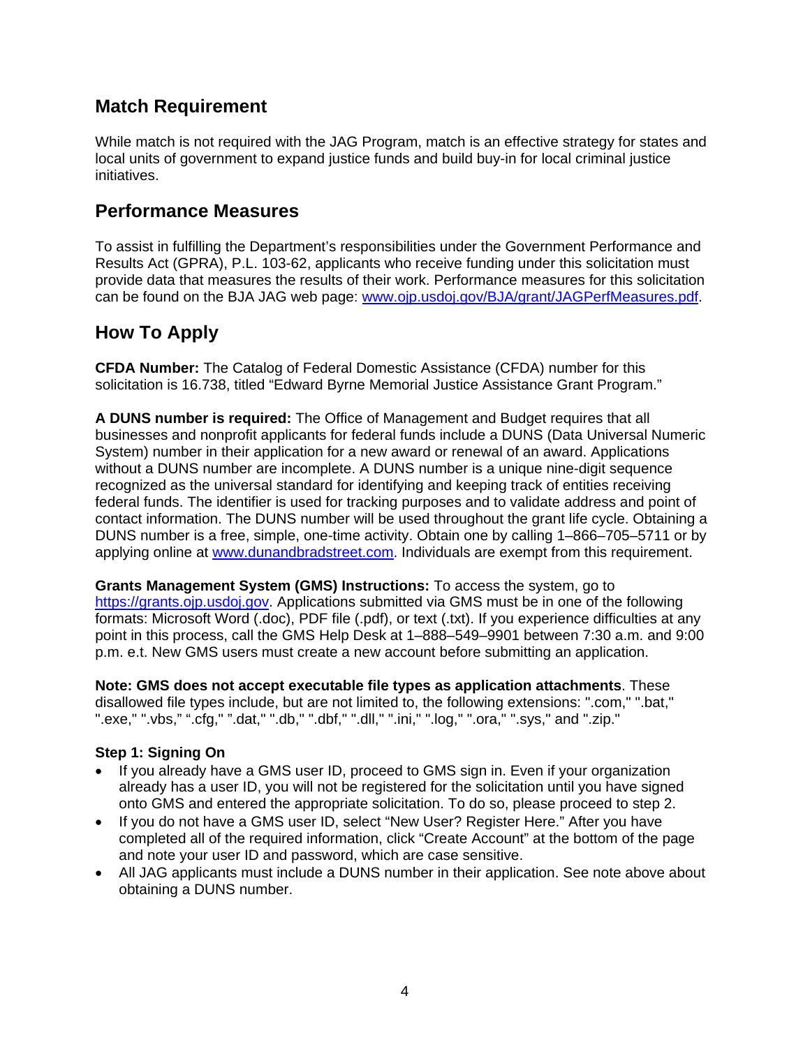## Match Requirement

While match is not required with the JAG Program, match is an effective strategy for states and local units of government to expand justice funds and build buy-in for local criminal justice initiatives.

## Performance Measures

To assist in fulfilling the Department's responsibilities under the Government Performance and Results Act (GPRA), P.L. 103-62, applicants who receive funding under this solicitation must provide data that measures the results of their work. Performance measures for this solicitation can be found on the BJA JAG web page: www.ojp.usdoj.gov/BJA/grant/JAGPerfMeasures.pdf.

## How To Apply

**CFDA Number:** The Catalog of Federal Domestic Assistance (CFDA) number for this solicitation is 16.738, titled "Edward Byrne Memorial Justice Assistance Grant Program."

**A DUNS number is required:** The Office of Management and Budget requires that all businesses and nonprofit applicants for federal funds include a DUNS (Data Universal Numeric System) number in their application for a new award or renewal of an award. Applications without a DUNS number are incomplete. A DUNS number is a unique nine-digit sequence recognized as the universal standard for identifying and keeping track of entities receiving federal funds. The identifier is used for tracking purposes and to validate address and point of contact information. The DUNS number will be used throughout the grant life cycle. Obtaining a DUNS number is a free, simple, one-time activity. Obtain one by calling 1–866–705–5711 or by applying online at www.dunandbradstreet.com. Individuals are exempt from this requirement.

**Grants Management System (GMS) Instructions:** To access the system, go to https://grants.ojp.usdoj.gov. Applications submitted via GMS must be in one of the following formats: Microsoft Word (.doc), PDF file (.pdf), or text (.txt). If you experience difficulties at any point in this process, call the GMS Help Desk at 1–888–549–9901 between 7:30 a.m. and 9:00 p.m. e.t. New GMS users must create a new account before submitting an application.

**Note: GMS does not accept executable file types as application attachments**. These disallowed file types include, but are not limited to, the following extensions: ".com," ".bat," ".exe," ".vbs," ".cfg," ".dat," ".db," ".dbf," ".dll," ".ini," ".log," ".ora," ".sys," and ".zip."

**Step 1: Signing On**

- If you already have a GMS user ID, proceed to GMS sign in. Even if your organization already has a user ID, you will not be registered for the solicitation until you have signed onto GMS and entered the appropriate solicitation. To do so, please proceed to step 2.
- If you do not have a GMS user ID, select "New User? Register Here." After you have completed all of the required information, click "Create Account" at the bottom of the page and note your user ID and password, which are case sensitive.
- All JAG applicants must include a DUNS number in their application. See note above about obtaining a DUNS number.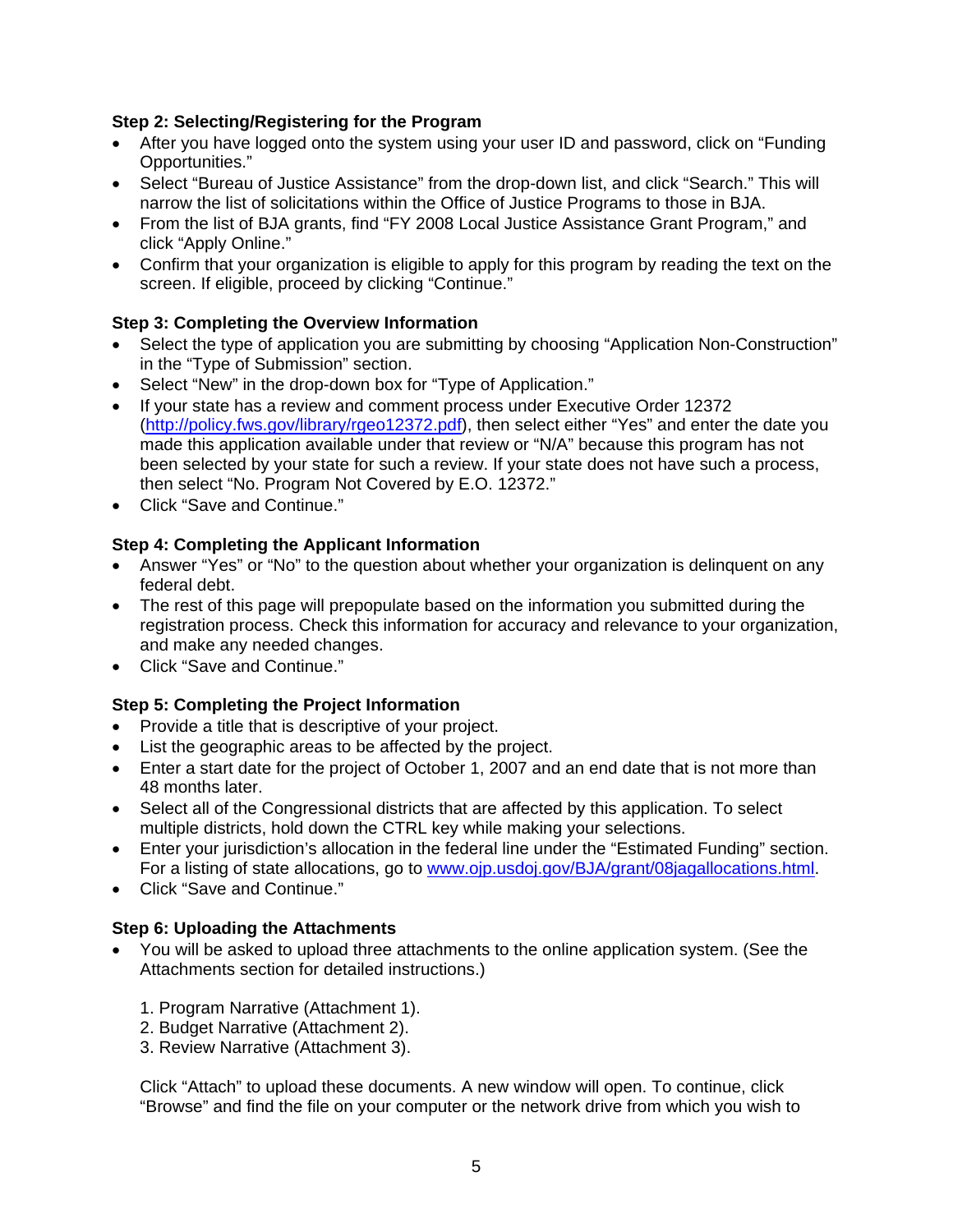**Step 2: Selecting/Registering for the Program**

- After you have logged onto the system using your user ID and password, click on "Funding Opportunities."
- Select "Bureau of Justice Assistance" from the drop-down list, and click "Search." This will narrow the list of solicitations within the Office of Justice Programs to those in BJA.
- From the list of BJA grants, find "FY 2008 Local Justice Assistance Grant Program," and click "Apply Online."
- Confirm that your organization is eligible to apply for this program by reading the text on the screen. If eligible, proceed by clicking "Continue."

**Step 3: Completing the Overview Information**

- Select the type of application you are submitting by choosing "Application Non-Construction" in the "Type of Submission" section.
- Select "New" in the drop-down box for "Type of Application."
- If your state has a review and comment process under Executive Order 12372 (http://policy.fws.gov/library/rgeo12372.pdf), then select either "Yes" and enter the date you made this application available under that review or "N/A" because this program has not been selected by your state for such a review. If your state does not have such a process, then select "No. Program Not Covered by E.O. 12372."
- Click "Save and Continue."

**Step 4: Completing the Applicant Information**

- Answer "Yes" or "No" to the question about whether your organization is delinquent on any federal debt.
- The rest of this page will prepopulate based on the information you submitted during the registration process. Check this information for accuracy and relevance to your organization, and make any needed changes.
- Click "Save and Continue."

**Step 5: Completing the Project Information**

- Provide a title that is descriptive of your project.
- List the geographic areas to be affected by the project.
- Enter a start date for the project of October 1, 2007 and an end date that is not more than 48 months later.
- Select all of the Congressional districts that are affected by this application. To select multiple districts, hold down the CTRL key while making your selections.
- Enter your jurisdiction's allocation in the federal line under the "Estimated Funding" section. For a listing of state allocations, go to www.ojp.usdoj.gov/BJA/grant/08jagallocations.html.
- Click "Save and Continue."

**Step 6: Uploading the Attachments**

- You will be asked to upload three attachments to the online application system. (See the Attachments section for detailed instructions.)

  1. Program Narrative (Attachment 1).
  2. Budget Narrative (Attachment 2).
  3. Review Narrative (Attachment 3).

  Click "Attach" to upload these documents. A new window will open. To continue, click "Browse" and find the file on your computer or the network drive from which you wish to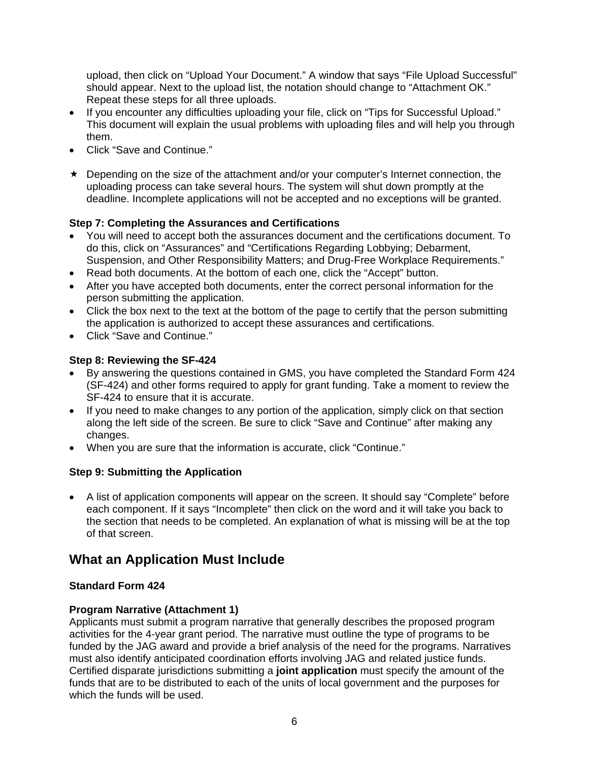upload, then click on "Upload Your Document." A window that says "File Upload Successful" should appear. Next to the upload list, the notation should change to "Attachment OK." Repeat these steps for all three uploads.

- If you encounter any difficulties uploading your file, click on "Tips for Successful Upload." This document will explain the usual problems with uploading files and will help you through them.
- Click "Save and Continue."

★ Depending on the size of the attachment and/or your computer's Internet connection, the uploading process can take several hours. The system will shut down promptly at the deadline. Incomplete applications will not be accepted and no exceptions will be granted.

**Step 7: Completing the Assurances and Certifications**

- You will need to accept both the assurances document and the certifications document. To do this, click on "Assurances" and "Certifications Regarding Lobbying; Debarment, Suspension, and Other Responsibility Matters; and Drug-Free Workplace Requirements."
- Read both documents. At the bottom of each one, click the "Accept" button.
- After you have accepted both documents, enter the correct personal information for the person submitting the application.
- Click the box next to the text at the bottom of the page to certify that the person submitting the application is authorized to accept these assurances and certifications.
- Click "Save and Continue."

**Step 8: Reviewing the SF-424**

- By answering the questions contained in GMS, you have completed the Standard Form 424 (SF-424) and other forms required to apply for grant funding. Take a moment to review the SF-424 to ensure that it is accurate.
- If you need to make changes to any portion of the application, simply click on that section along the left side of the screen. Be sure to click "Save and Continue" after making any changes.
- When you are sure that the information is accurate, click "Continue."

**Step 9: Submitting the Application**

- A list of application components will appear on the screen. It should say "Complete" before each component. If it says "Incomplete" then click on the word and it will take you back to the section that needs to be completed. An explanation of what is missing will be at the top of that screen.

## What an Application Must Include

**Standard Form 424**

**Program Narrative (Attachment 1)**

Applicants must submit a program narrative that generally describes the proposed program activities for the 4-year grant period. The narrative must outline the type of programs to be funded by the JAG award and provide a brief analysis of the need for the programs. Narratives must also identify anticipated coordination efforts involving JAG and related justice funds. Certified disparate jurisdictions submitting a **joint application** must specify the amount of the funds that are to be distributed to each of the units of local government and the purposes for which the funds will be used.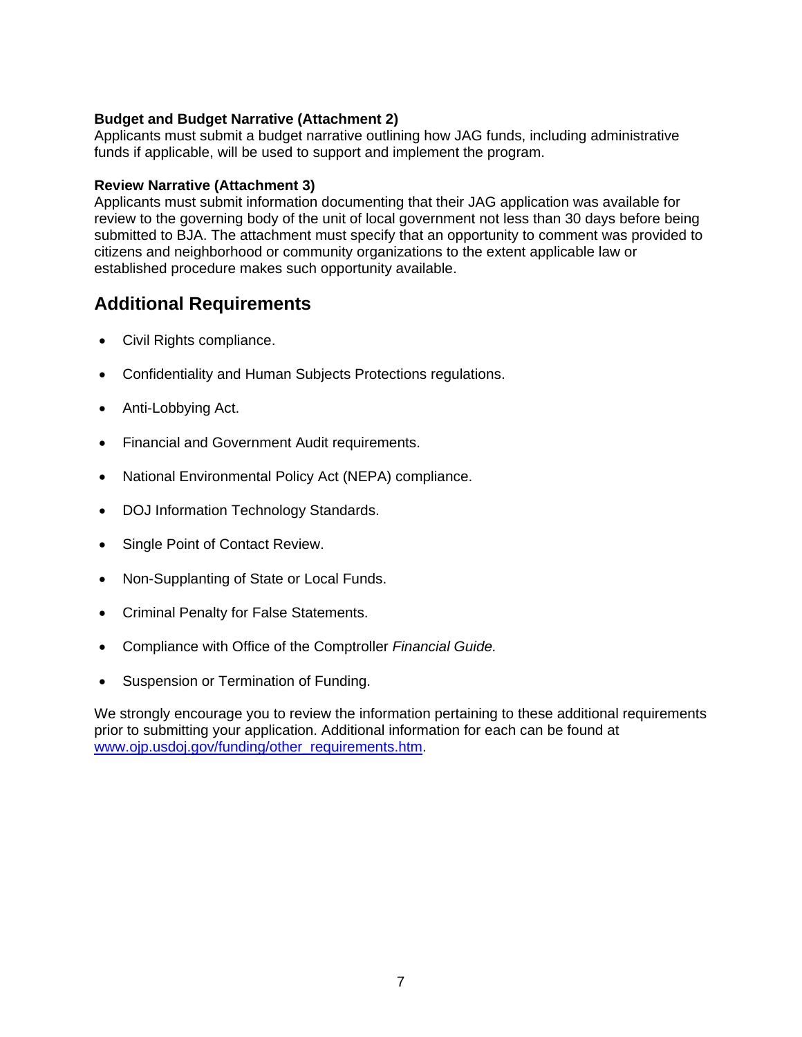**Budget and Budget Narrative (Attachment 2)**
Applicants must submit a budget narrative outlining how JAG funds, including administrative funds if applicable, will be used to support and implement the program.

**Review Narrative (Attachment 3)**
Applicants must submit information documenting that their JAG application was available for review to the governing body of the unit of local government not less than 30 days before being submitted to BJA. The attachment must specify that an opportunity to comment was provided to citizens and neighborhood or community organizations to the extent applicable law or established procedure makes such opportunity available.

## Additional Requirements

- Civil Rights compliance.
- Confidentiality and Human Subjects Protections regulations.
- Anti-Lobbying Act.
- Financial and Government Audit requirements.
- National Environmental Policy Act (NEPA) compliance.
- DOJ Information Technology Standards.
- Single Point of Contact Review.
- Non-Supplanting of State or Local Funds.
- Criminal Penalty for False Statements.
- Compliance with Office of the Comptroller *Financial Guide.*
- Suspension or Termination of Funding.

We strongly encourage you to review the information pertaining to these additional requirements prior to submitting your application. Additional information for each can be found at www.ojp.usdoj.gov/funding/other_requirements.htm.